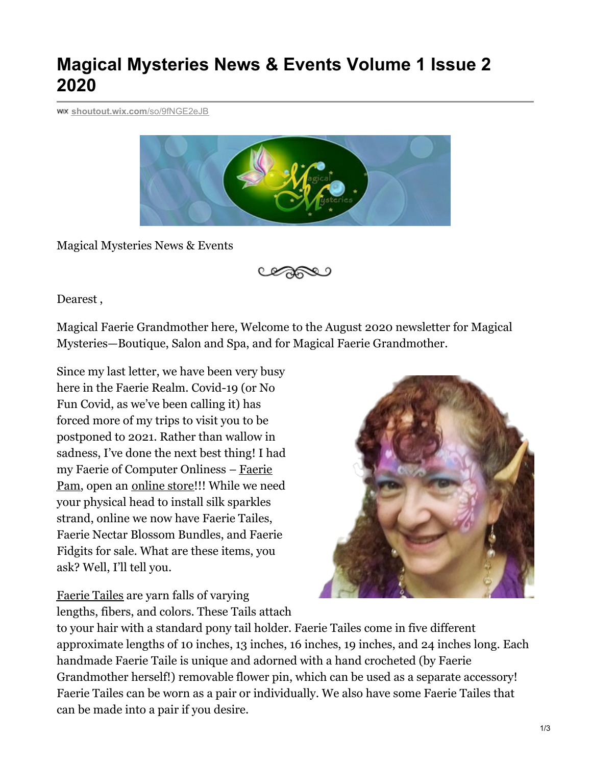# Magical Mysteries News & Events Volume 1 Issue 2 2020

shoutout.wix.com/so/9fNGE2eJB

Magical Mysteries News & Events

Dearest ,

Magical Faerie Grandmother here, Welcome to the August 2020 newsletter for Magical Mysteries—Boutique, Salon and Spa, and for Magical Faerie Grandmother.

Since my last letter, we have been very busy here in the Faerie Realm. Covid-19 (or No Fun Covid, as we've been calling it) has forced more of my trips to visit you to be postponed to 2021. Rather than wallow in sadness, I've done the next best thing! I had my Faerie of Computer Onliness – Faerie Pam, open an online store!!! While we need your physical head to install silk sparkles strand, online we now have Faerie Tailes, Faerie Nectar Blossom Bundles, and Faerie Fidgits for sale. What are these items, you ask? Well, I'll tell you.

Faerie Tailes are yarn falls of varying lengths, fibers, and colors. These Tails attach to your hair with a standard pony tail holder. Faerie Tailes come in five different approximate lengths of 10 inches, 13 inches, 16 inches, 19 inches, and 24 inches long. Each handmade Faerie Taile is unique and adorned with a hand crocheted (by Faerie Grandmother herself!) removable flower pin, which can be used as a separate accessory! Faerie Tailes can be worn as a pair or individually. We also have some Faerie Tailes that can be made into a pair if you desire.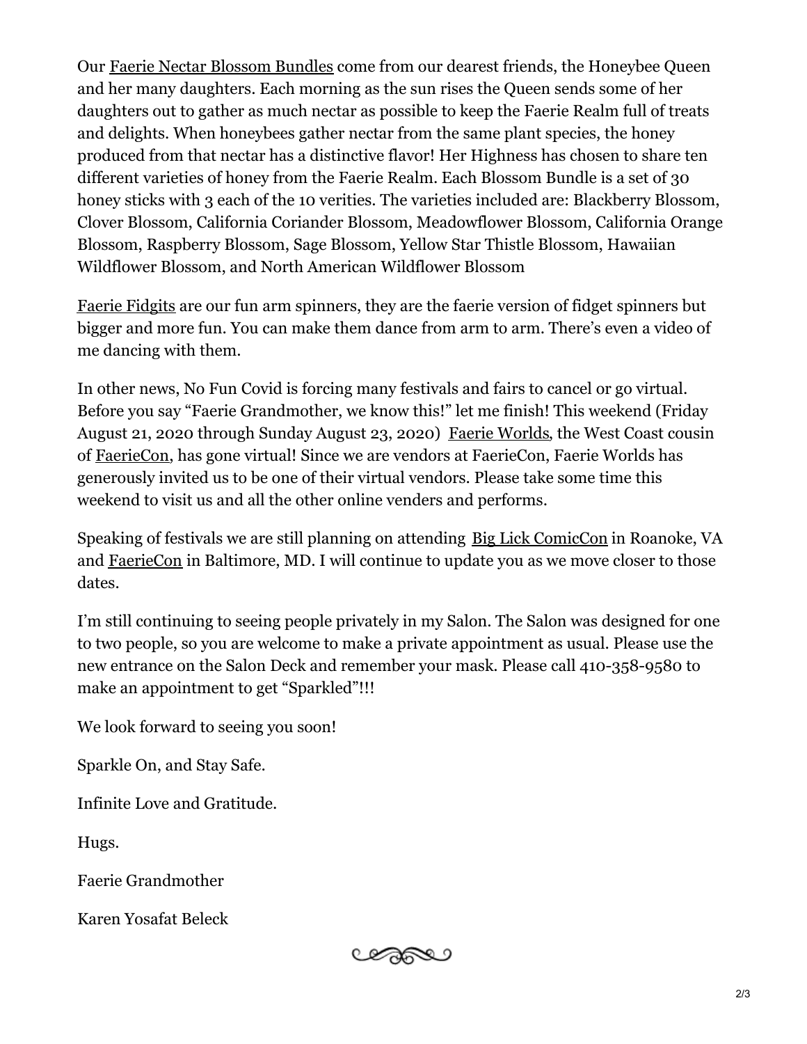Our Faerie Nectar Blossom Bundles come from our dearest friends, the Honeybee Queen and her many daughters. Each morning as the sun rises the Queen sends some of her daughters out to gather as much nectar as possible to keep the Faerie Realm full of treats and delights. When honeybees gather nectar from the same plant species, the honey produced from that nectar has a distinctive flavor! Her Highness has chosen to share ten different varieties of honey from the Faerie Realm. Each Blossom Bundle is a set of 30 honey sticks with 3 each of the 10 verities. The varieties included are: Blackberry Blossom, Clover Blossom, California Coriander Blossom, Meadowflower Blossom, California Orange Blossom, Raspberry Blossom, Sage Blossom, Yellow Star Thistle Blossom, Hawaiian Wildflower Blossom, and North American Wildflower Blossom

Faerie Fidgits are our fun arm spinners, they are the faerie version of fidget spinners but bigger and more fun. You can make them dance from arm to arm. There's even a video of me dancing with them.

In other news, No Fun Covid is forcing many festivals and fairs to cancel or go virtual. Before you say "Faerie Grandmother, we know this!" let me finish! This weekend (Friday August 21, 2020 through Sunday August 23, 2020) Faerie Worlds, the West Coast cousin of FaerieCon, has gone virtual! Since we are vendors at FaerieCon, Faerie Worlds has generously invited us to be one of their virtual vendors. Please take some time this weekend to visit us and all the other online venders and performs.

Speaking of festivals we are still planning on attending Big Lick ComicCon in Roanoke, VA and FaerieCon in Baltimore, MD. I will continue to update you as we move closer to those dates.

I'm still continuing to seeing people privately in my Salon. The Salon was designed for one to two people, so you are welcome to make a private appointment as usual. Please use the new entrance on the Salon Deck and remember your mask. Please call 410-358-9580 to make an appointment to get "Sparkled"!!!

We look forward to seeing you soon!

Sparkle On, and Stay Safe.

Infinite Love and Gratitude.

Hugs.

Faerie Grandmother

Karen Yosafat Beleck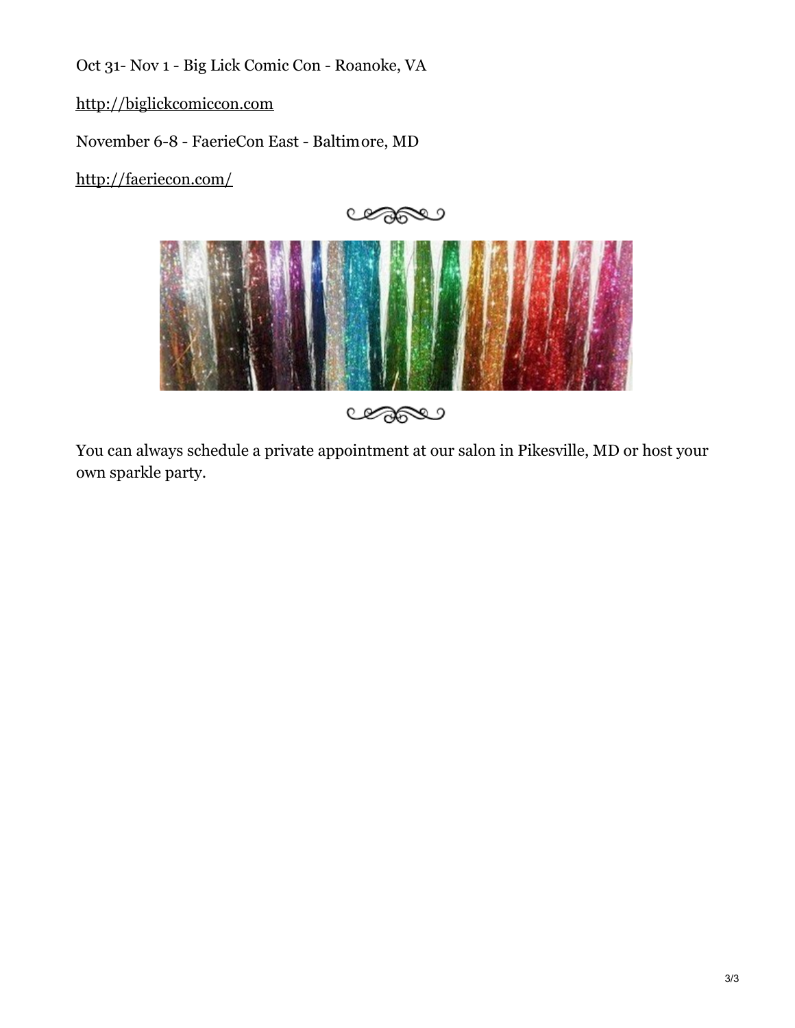Oct 31- Nov 1 - Big Lick Comic Con - Roanoke, VA

http://biglickcomiccon.com

November 6-8 - FaerieCon East - Baltimore, MD

http://faeriecon.com/

You can always schedule a private appointment at our salon in Pikesville, MD or host your own sparkle party.